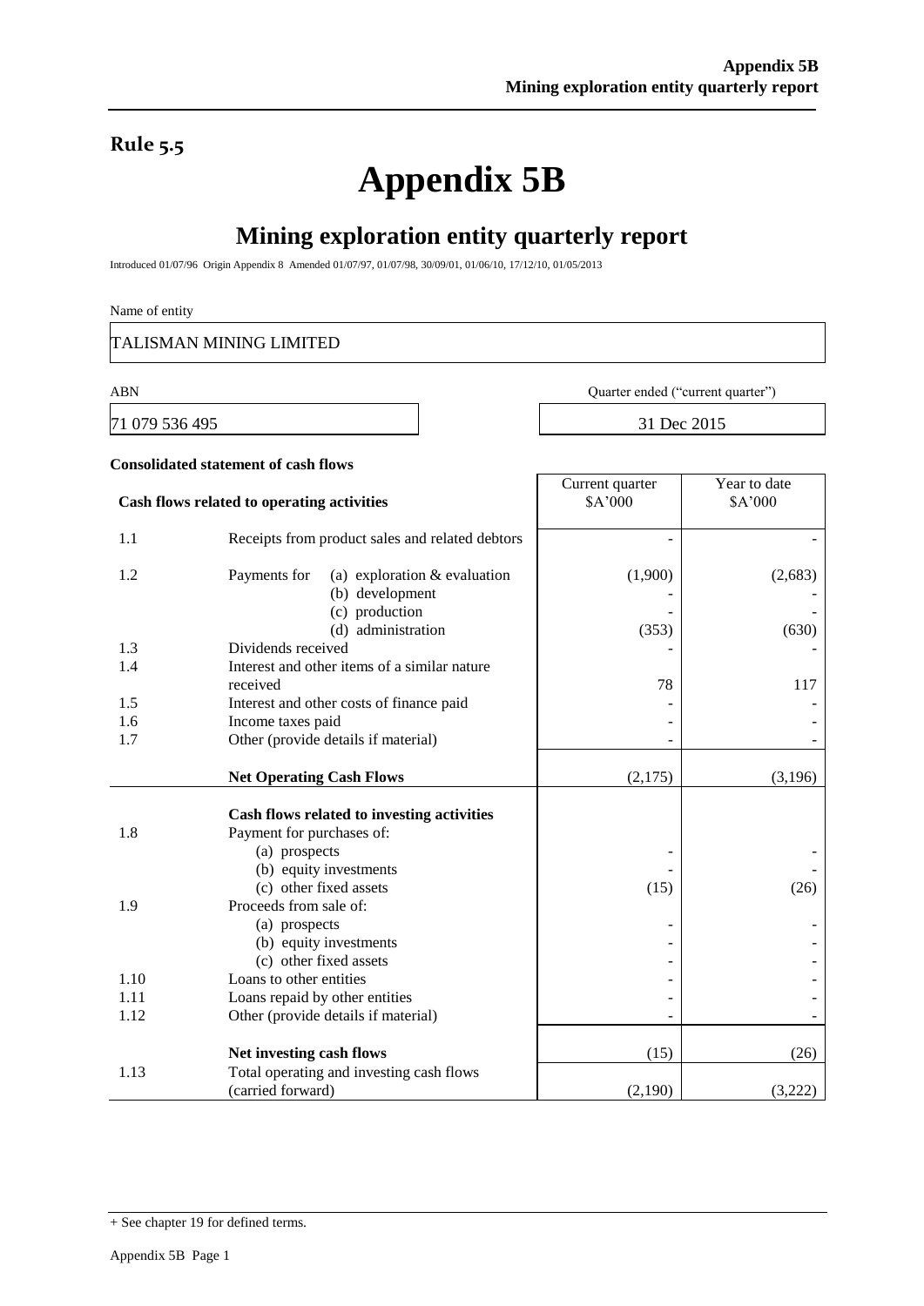**Rule 5.5**

# Appendix 5B

## Mining exploration entity quarterly report

Introduced 01/07/96 Origin Appendix 8 Amended 01/07/97, 01/07/98, 30/09/01, 01/06/10, 17/12/10, 01/05/2013

Name of entity

TALISMAN MINING LIMITED

| ABN | Quarter ended ("current quarter") |
|---|---|
| 71 079 536 495 | 31 Dec 2015 |

**Consolidated statement of cash flows**

| | **Cash flows related to operating activities** | Current quarter \$A'000 | Year to date \$A'000 |
|---|---|---|---|
| 1.1 | Receipts from product sales and related debtors | - | - |
| 1.2 | Payments for (a) exploration & evaluation | (1,900) | (2,683) |
| | (b) development | - | - |
| | (c) production | - | - |
| | (d) administration | (353) | (630) |
| 1.3 | Dividends received | - | - |
| 1.4 | Interest and other items of a similar nature received | 78 | 117 |
| 1.5 | Interest and other costs of finance paid | - | - |
| 1.6 | Income taxes paid | - | - |
| 1.7 | Other (provide details if material) | - | - |
| | **Net Operating Cash Flows** | (2,175) | (3,196) |
| | **Cash flows related to investing activities** | | |
| 1.8 | Payment for purchases of: | | |
| | (a) prospects | - | - |
| | (b) equity investments | - | - |
| | (c) other fixed assets | (15) | (26) |
| 1.9 | Proceeds from sale of: | | |
| | (a) prospects | - | - |
| | (b) equity investments | - | - |
| | (c) other fixed assets | - | - |
| 1.10 | Loans to other entities | - | - |
| 1.11 | Loans repaid by other entities | - | - |
| 1.12 | Other (provide details if material) | - | - |
| | **Net investing cash flows** | (15) | (26) |
| 1.13 | Total operating and investing cash flows (carried forward) | (2,190) | (3,222) |

+ See chapter 19 for defined terms.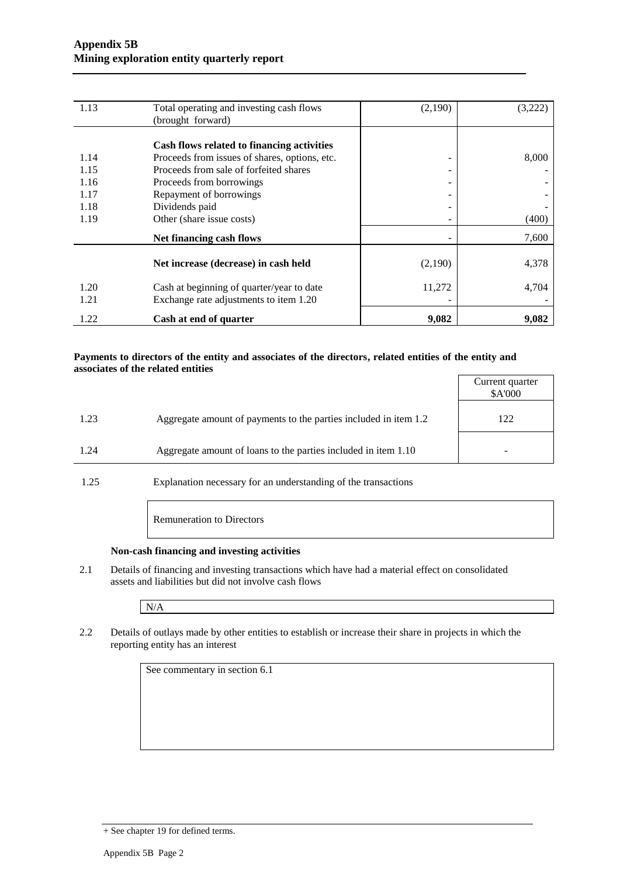| | | | |
|---|---|---|---|
| 1.13 | Total operating and investing cash flows (brought forward) | (2,190) | (3,222) |
| | **Cash flows related to financing activities** | | |
| 1.14 | Proceeds from issues of shares, options, etc. | - | 8,000 |
| 1.15 | Proceeds from sale of forfeited shares | - | - |
| 1.16 | Proceeds from borrowings | - | - |
| 1.17 | Repayment of borrowings | - | - |
| 1.18 | Dividends paid | - | - |
| 1.19 | Other (share issue costs) | - | (400) |
| | **Net financing cash flows** | - | 7,600 |
| | **Net increase (decrease) in cash held** | (2,190) | 4,378 |
| 1.20 | Cash at beginning of quarter/year to date | 11,272 | 4,704 |
| 1.21 | Exchange rate adjustments to item 1.20 | - | - |
| 1.22 | **Cash at end of quarter** | **9,082** | **9,082** |

**Payments to directors of the entity and associates of the directors, related entities of the entity and associates of the related entities**

| | | Current quarter $A'000 |
|---|---|---|
| 1.23 | Aggregate amount of payments to the parties included in item 1.2 | 122 |
| 1.24 | Aggregate amount of loans to the parties included in item 1.10 | - |

1.25 Explanation necessary for an understanding of the transactions

Remuneration to Directors

**Non-cash financing and investing activities**

2.1 Details of financing and investing transactions which have had a material effect on consolidated assets and liabilities but did not involve cash flows

N/A

2.2 Details of outlays made by other entities to establish or increase their share in projects in which the reporting entity has an interest

See commentary in section 6.1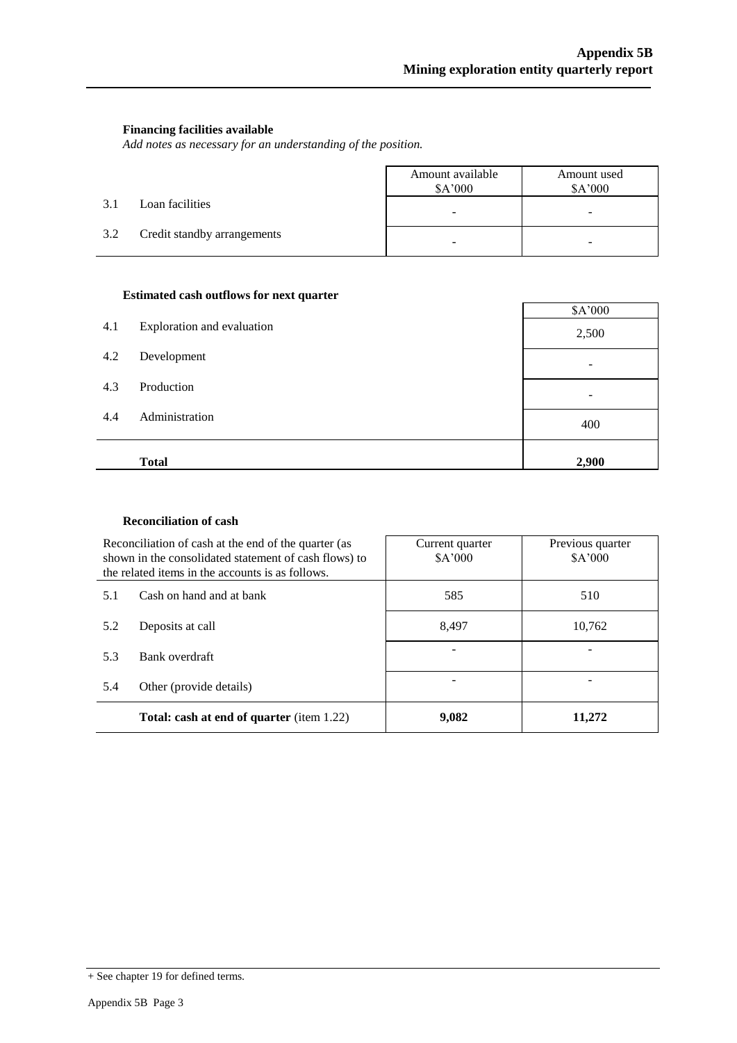**Financing facilities available**

*Add notes as necessary for an understanding of the position.*

| | | Amount available $A'000 | Amount used $A'000 |
|---|---|---|---|
| 3.1 | Loan facilities | - | - |
| 3.2 | Credit standby arrangements | - | - |

**Estimated cash outflows for next quarter**

| | | $A'000 |
|---|---|---|
| 4.1 | Exploration and evaluation | 2,500 |
| 4.2 | Development | - |
| 4.3 | Production | - |
| 4.4 | Administration | 400 |
| | **Total** | **2,900** |

**Reconciliation of cash**

| Reconciliation of cash at the end of the quarter (as shown in the consolidated statement of cash flows) to the related items in the accounts is as follows. | | Current quarter $A'000 | Previous quarter $A'000 |
|---|---|---|---|
| 5.1 | Cash on hand and at bank | 585 | 510 |
| 5.2 | Deposits at call | 8,497 | 10,762 |
| 5.3 | Bank overdraft | - | - |
| 5.4 | Other (provide details) | - | - |
| | **Total: cash at end of quarter** (item 1.22) | **9,082** | **11,272** |

+ See chapter 19 for defined terms.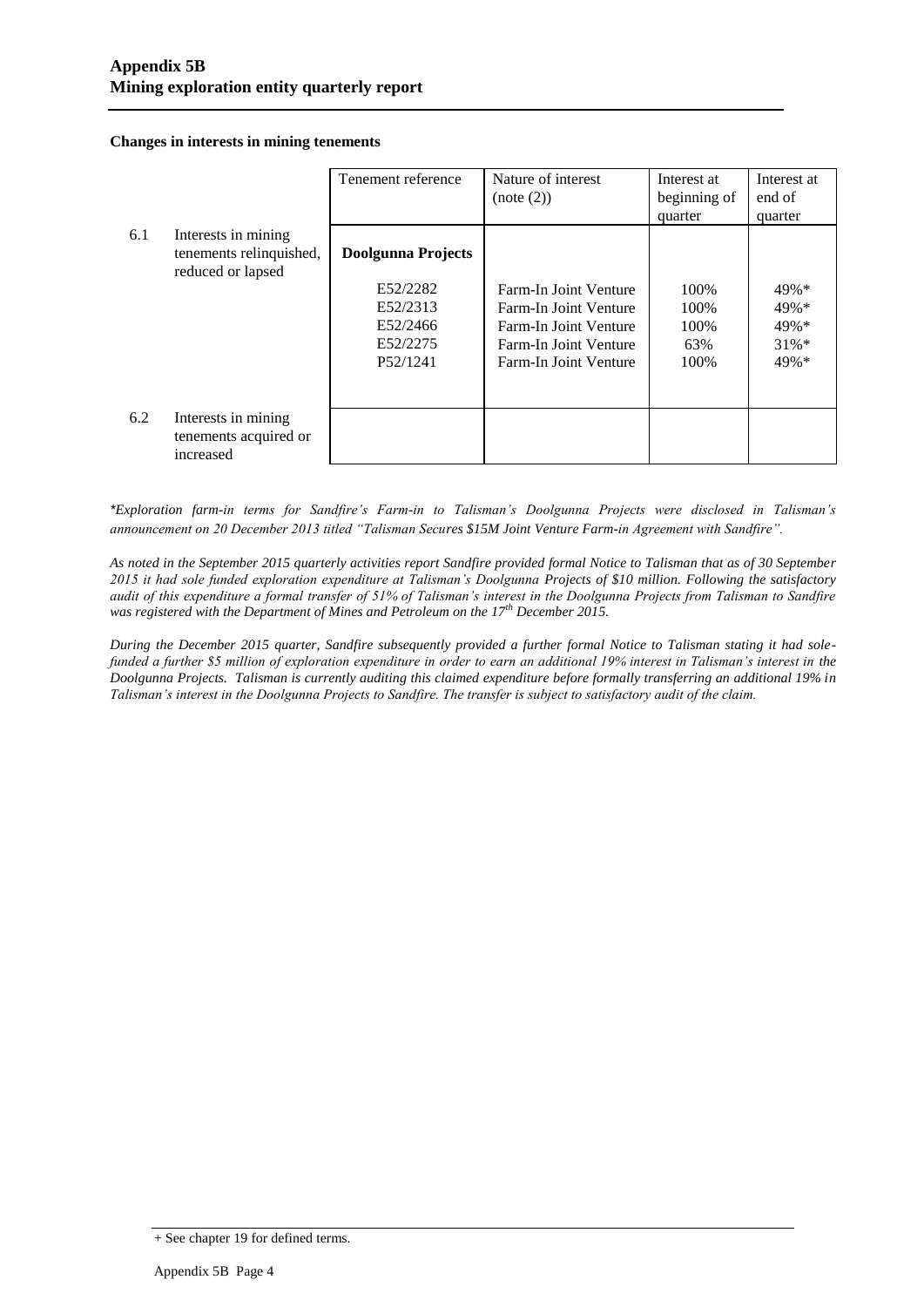**Changes in interests in mining tenements**

| | | Tenement reference | Nature of interest (note (2)) | Interest at beginning of quarter | Interest at end of quarter |
|---|---|---|---|---|---|
| 6.1 | Interests in mining tenements relinquished, reduced or lapsed | **Doolgunna Projects** | | | |
| | | E52/2282 | Farm-In Joint Venture | 100% | 49%* |
| | | E52/2313 | Farm-In Joint Venture | 100% | 49%* |
| | | E52/2466 | Farm-In Joint Venture | 100% | 49%* |
| | | E52/2275 | Farm-In Joint Venture | 63% | 31%* |
| | | P52/1241 | Farm-In Joint Venture | 100% | 49%* |
| 6.2 | Interests in mining tenements acquired or increased | | | | |

*\*Exploration farm-in terms for Sandfire's Farm-in to Talisman's Doolgunna Projects were disclosed in Talisman's announcement on 20 December 2013 titled "Talisman Secures $15M Joint Venture Farm-in Agreement with Sandfire".*

*As noted in the September 2015 quarterly activities report Sandfire provided formal Notice to Talisman that as of 30 September 2015 it had sole funded exploration expenditure at Talisman's Doolgunna Projects of $10 million. Following the satisfactory audit of this expenditure a formal transfer of 51% of Talisman's interest in the Doolgunna Projects from Talisman to Sandfire was registered with the Department of Mines and Petroleum on the 17th December 2015.*

*During the December 2015 quarter, Sandfire subsequently provided a further formal Notice to Talisman stating it had sole-funded a further $5 million of exploration expenditure in order to earn an additional 19% interest in Talisman's interest in the Doolgunna Projects. Talisman is currently auditing this claimed expenditure before formally transferring an additional 19% in Talisman's interest in the Doolgunna Projects to Sandfire. The transfer is subject to satisfactory audit of the claim.*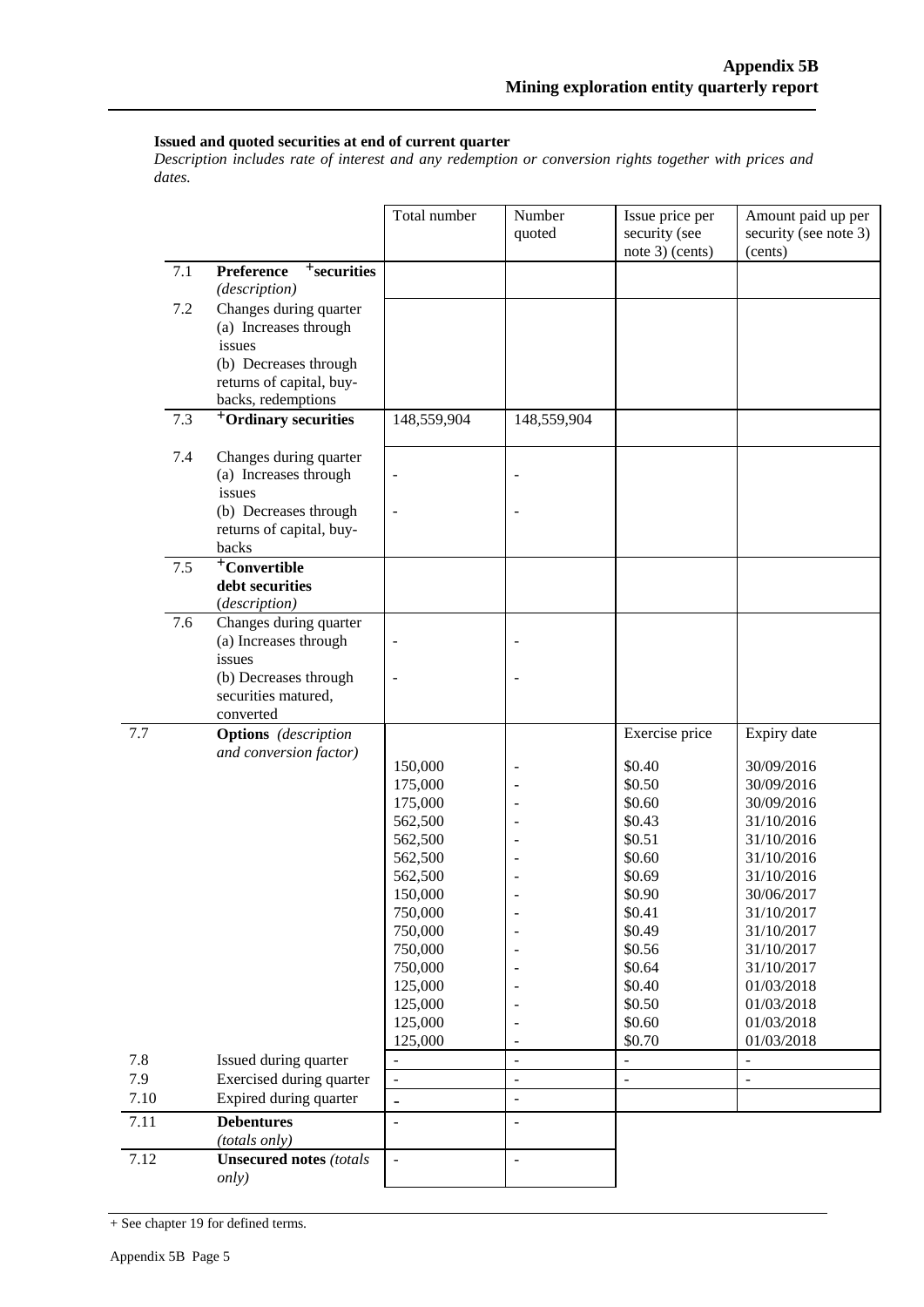**Issued and quoted securities at end of current quarter**

*Description includes rate of interest and any redemption or conversion rights together with prices and dates.*

| | | Total number | Number quoted | Issue price per security (see note 3) (cents) | Amount paid up per security (see note 3) (cents) |
|---|---|---|---|---|---|
| 7.1 | **Preference +securities** *(description)* | | | | |
| 7.2 | Changes during quarter (a) Increases through issues (b) Decreases through returns of capital, buy-backs, redemptions | | | | |
| 7.3 | **+Ordinary securities** | 148,559,904 | 148,559,904 | | |
| 7.4 | Changes during quarter (a) Increases through issues (b) Decreases through returns of capital, buy-backs | - <br> - | - <br> - | | |
| 7.5 | **+Convertible debt securities** *(description)* | | | | |
| 7.6 | Changes during quarter (a) Increases through issues (b) Decreases through securities matured, converted | - <br> - | - <br> - | | |
| 7.7 | **Options** *(description and conversion factor)* | | | Exercise price | Expiry date |
| | | 150,000 | - | $0.40 | 30/09/2016 |
| | | 175,000 | - | $0.50 | 30/09/2016 |
| | | 175,000 | - | $0.60 | 30/09/2016 |
| | | 562,500 | - | $0.43 | 31/10/2016 |
| | | 562,500 | - | $0.51 | 31/10/2016 |
| | | 562,500 | - | $0.60 | 31/10/2016 |
| | | 562,500 | - | $0.69 | 31/10/2016 |
| | | 150,000 | - | $0.90 | 30/06/2017 |
| | | 750,000 | - | $0.41 | 31/10/2017 |
| | | 750,000 | - | $0.49 | 31/10/2017 |
| | | 750,000 | - | $0.56 | 31/10/2017 |
| | | 750,000 | - | $0.64 | 31/10/2017 |
| | | 125,000 | - | $0.40 | 01/03/2018 |
| | | 125,000 | - | $0.50 | 01/03/2018 |
| | | 125,000 | - | $0.60 | 01/03/2018 |
| | | 125,000 | - | $0.70 | 01/03/2018 |
| 7.8 | Issued during quarter | - | - | - | - |
| 7.9 | Exercised during quarter | - | - | - | - |
| 7.10 | Expired during quarter | - | - | | |
| 7.11 | **Debentures** *(totals only)* | - | - | | |
| 7.12 | **Unsecured notes** *(totals only)* | - | - | | |

+ See chapter 19 for defined terms.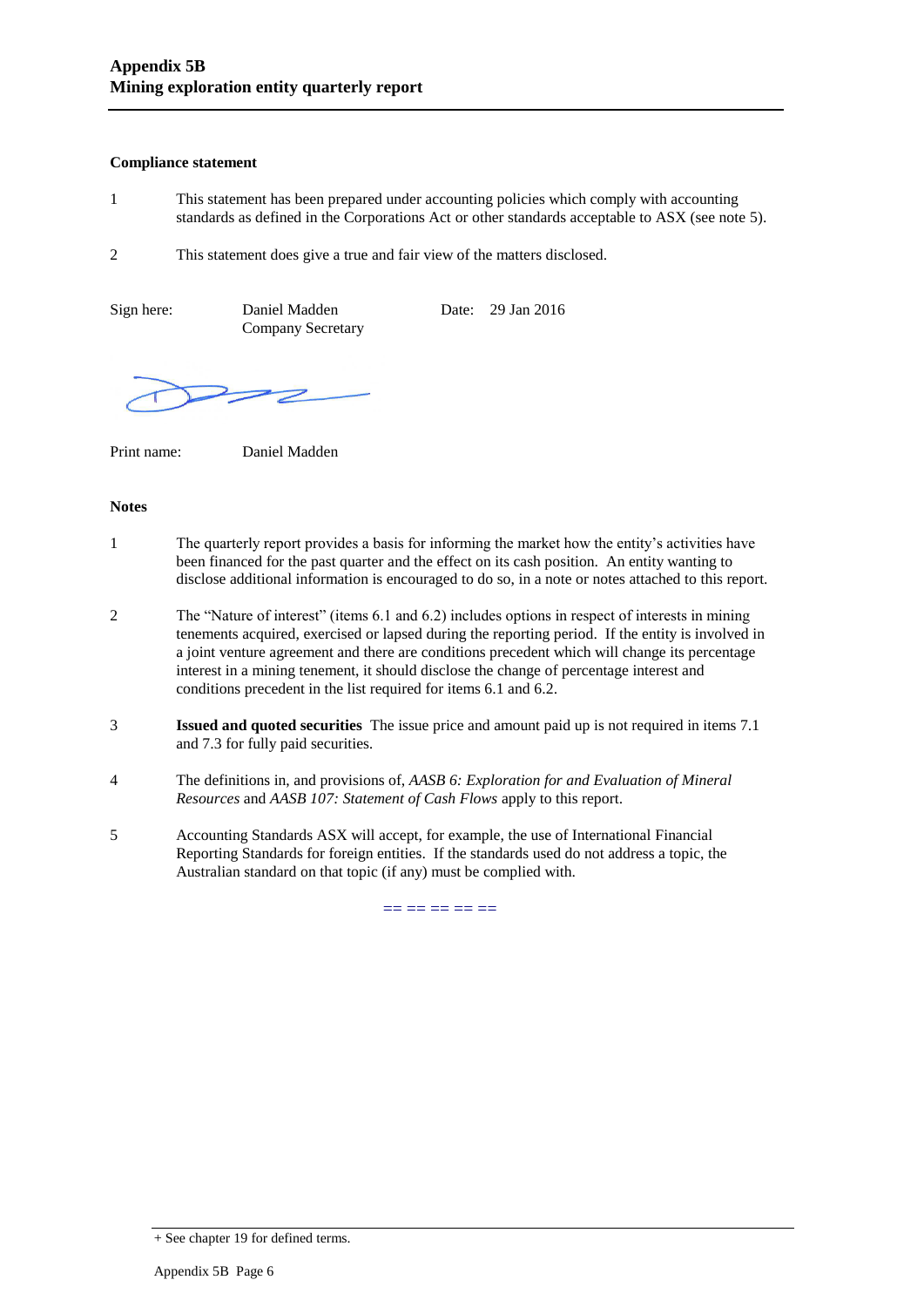**Compliance statement**

1 This statement has been prepared under accounting policies which comply with accounting standards as defined in the Corporations Act or other standards acceptable to ASX (see note 5).

2 This statement does give a true and fair view of the matters disclosed.

Sign here: Daniel Madden
Company Secretary

Date: 29 Jan 2016

Print name: Daniel Madden

**Notes**

1 The quarterly report provides a basis for informing the market how the entity's activities have been financed for the past quarter and the effect on its cash position. An entity wanting to disclose additional information is encouraged to do so, in a note or notes attached to this report.

2 The "Nature of interest" (items 6.1 and 6.2) includes options in respect of interests in mining tenements acquired, exercised or lapsed during the reporting period. If the entity is involved in a joint venture agreement and there are conditions precedent which will change its percentage interest in a mining tenement, it should disclose the change of percentage interest and conditions precedent in the list required for items 6.1 and 6.2.

3 **Issued and quoted securities** The issue price and amount paid up is not required in items 7.1 and 7.3 for fully paid securities.

4 The definitions in, and provisions of, *AASB 6: Exploration for and Evaluation of Mineral Resources* and *AASB 107: Statement of Cash Flows* apply to this report.

5 Accounting Standards ASX will accept, for example, the use of International Financial Reporting Standards for foreign entities. If the standards used do not address a topic, the Australian standard on that topic (if any) must be complied with.

== == == == ==

+ See chapter 19 for defined terms.